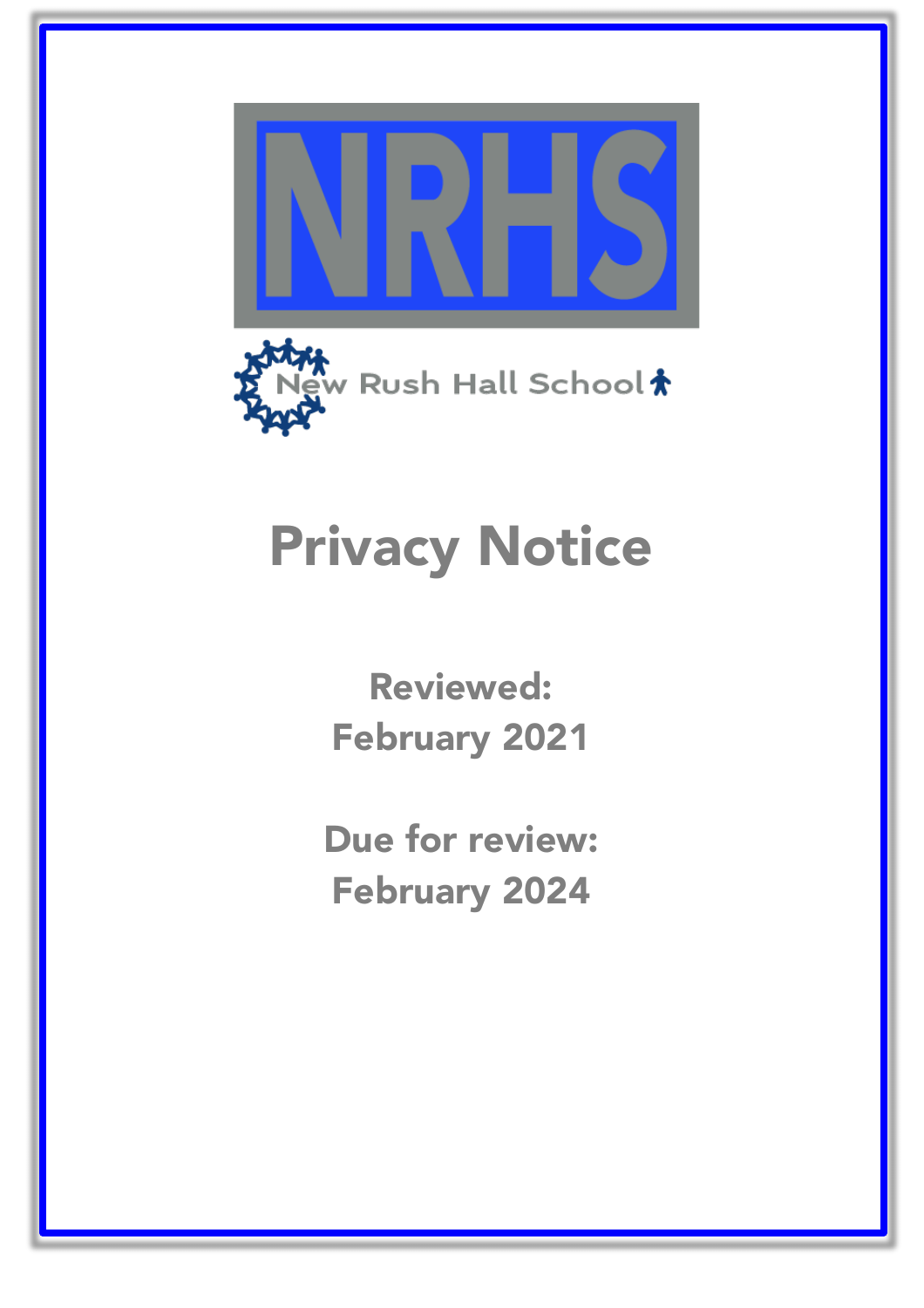NRHS

New Rush Hall School

# Privacy Notice

**Reviewed:**
**February 2021**

**Due for review:**
**February 2024**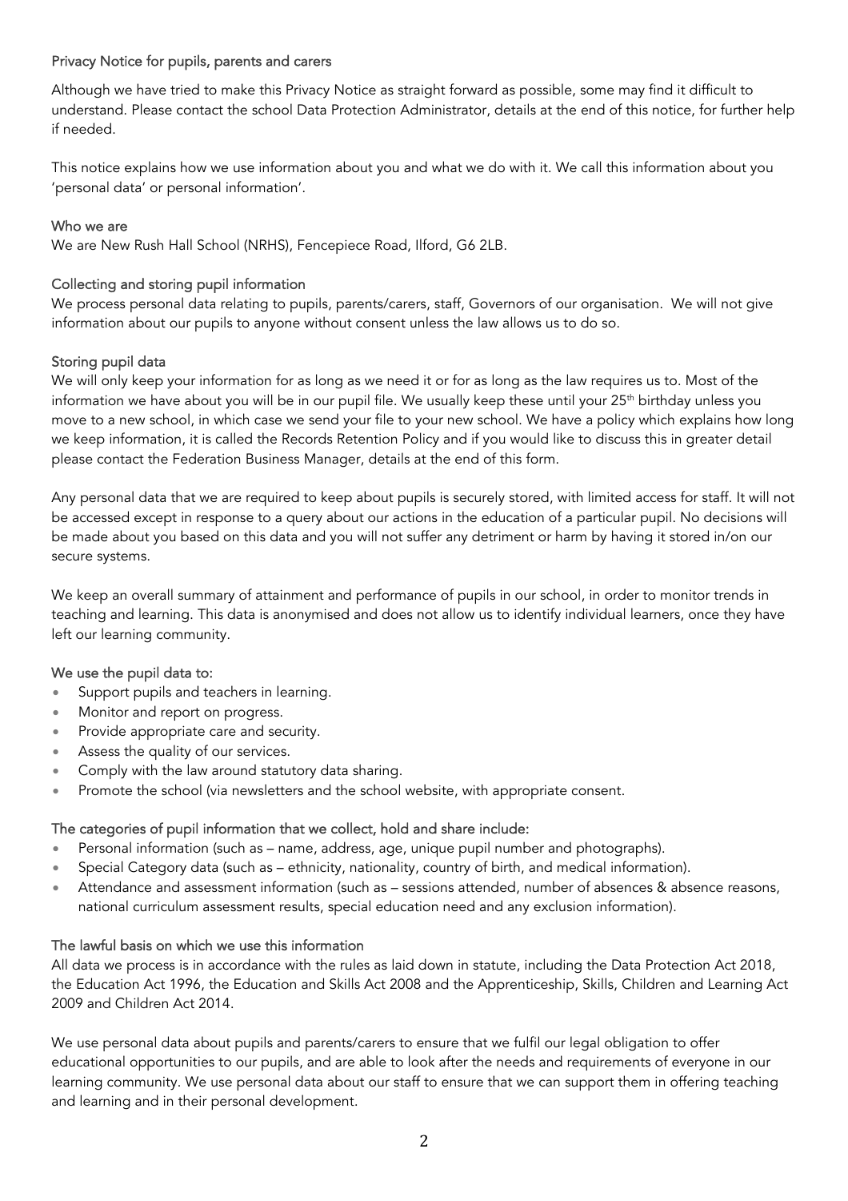## Privacy Notice for pupils, parents and carers

Although we have tried to make this Privacy Notice as straight forward as possible, some may find it difficult to understand. Please contact the school Data Protection Administrator, details at the end of this notice, for further help if needed.

This notice explains how we use information about you and what we do with it. We call this information about you 'personal data' or personal information'.

### Who we are

We are New Rush Hall School (NRHS), Fencepiece Road, Ilford, G6 2LB.

### Collecting and storing pupil information

We process personal data relating to pupils, parents/carers, staff, Governors of our organisation. We will not give information about our pupils to anyone without consent unless the law allows us to do so.

### Storing pupil data

We will only keep your information for as long as we need it or for as long as the law requires us to. Most of the information we have about you will be in our pupil file. We usually keep these until your 25th birthday unless you move to a new school, in which case we send your file to your new school. We have a policy which explains how long we keep information, it is called the Records Retention Policy and if you would like to discuss this in greater detail please contact the Federation Business Manager, details at the end of this form.

Any personal data that we are required to keep about pupils is securely stored, with limited access for staff. It will not be accessed except in response to a query about our actions in the education of a particular pupil. No decisions will be made about you based on this data and you will not suffer any detriment or harm by having it stored in/on our secure systems.

We keep an overall summary of attainment and performance of pupils in our school, in order to monitor trends in teaching and learning. This data is anonymised and does not allow us to identify individual learners, once they have left our learning community.

### We use the pupil data to:

- Support pupils and teachers in learning.
- Monitor and report on progress.
- Provide appropriate care and security.
- Assess the quality of our services.
- Comply with the law around statutory data sharing.
- Promote the school (via newsletters and the school website, with appropriate consent.

### The categories of pupil information that we collect, hold and share include:

- Personal information (such as – name, address, age, unique pupil number and photographs).
- Special Category data (such as – ethnicity, nationality, country of birth, and medical information).
- Attendance and assessment information (such as – sessions attended, number of absences & absence reasons, national curriculum assessment results, special education need and any exclusion information).

### The lawful basis on which we use this information

All data we process is in accordance with the rules as laid down in statute, including the Data Protection Act 2018, the Education Act 1996, the Education and Skills Act 2008 and the Apprenticeship, Skills, Children and Learning Act 2009 and Children Act 2014.

We use personal data about pupils and parents/carers to ensure that we fulfil our legal obligation to offer educational opportunities to our pupils, and are able to look after the needs and requirements of everyone in our learning community. We use personal data about our staff to ensure that we can support them in offering teaching and learning and in their personal development.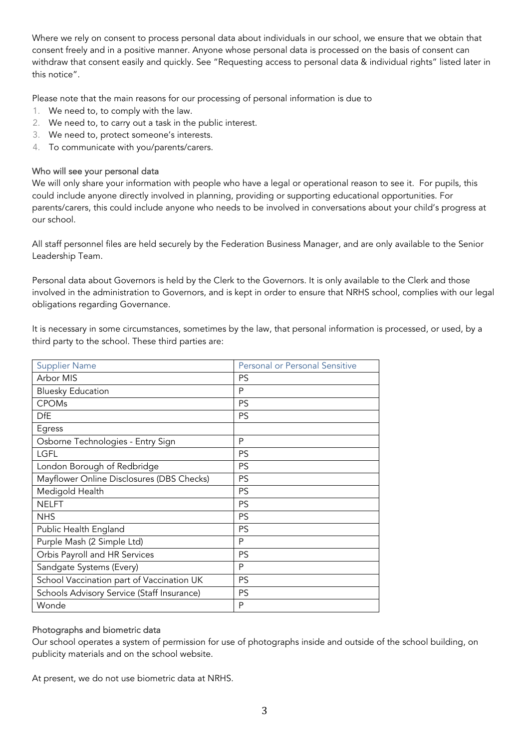Where we rely on consent to process personal data about individuals in our school, we ensure that we obtain that consent freely and in a positive manner. Anyone whose personal data is processed on the basis of consent can withdraw that consent easily and quickly. See "Requesting access to personal data & individual rights" listed later in this notice".

Please note that the main reasons for our processing of personal information is due to

1. We need to, to comply with the law.
2. We need to, to carry out a task in the public interest.
3. We need to, protect someone's interests.
4. To communicate with you/parents/carers.

### Who will see your personal data

We will only share your information with people who have a legal or operational reason to see it. For pupils, this could include anyone directly involved in planning, providing or supporting educational opportunities. For parents/carers, this could include anyone who needs to be involved in conversations about your child's progress at our school.

All staff personnel files are held securely by the Federation Business Manager, and are only available to the Senior Leadership Team.

Personal data about Governors is held by the Clerk to the Governors. It is only available to the Clerk and those involved in the administration to Governors, and is kept in order to ensure that NRHS school, complies with our legal obligations regarding Governance.

It is necessary in some circumstances, sometimes by the law, that personal information is processed, or used, by a third party to the school. These third parties are:

| Supplier Name | Personal or Personal Sensitive |
|---|---|
| Arbor MIS | PS |
| Bluesky Education | P |
| CPOMs | PS |
| DfE | PS |
| Egress | |
| Osborne Technologies - Entry Sign | P |
| LGFL | PS |
| London Borough of Redbridge | PS |
| Mayflower Online Disclosures (DBS Checks) | PS |
| Medigold Health | PS |
| NELFT | PS |
| NHS | PS |
| Public Health England | PS |
| Purple Mash (2 Simple Ltd) | P |
| Orbis Payroll and HR Services | PS |
| Sandgate Systems (Every) | P |
| School Vaccination part of Vaccination UK | PS |
| Schools Advisory Service (Staff Insurance) | PS |
| Wonde | P |

### Photographs and biometric data

Our school operates a system of permission for use of photographs inside and outside of the school building, on publicity materials and on the school website.

At present, we do not use biometric data at NRHS.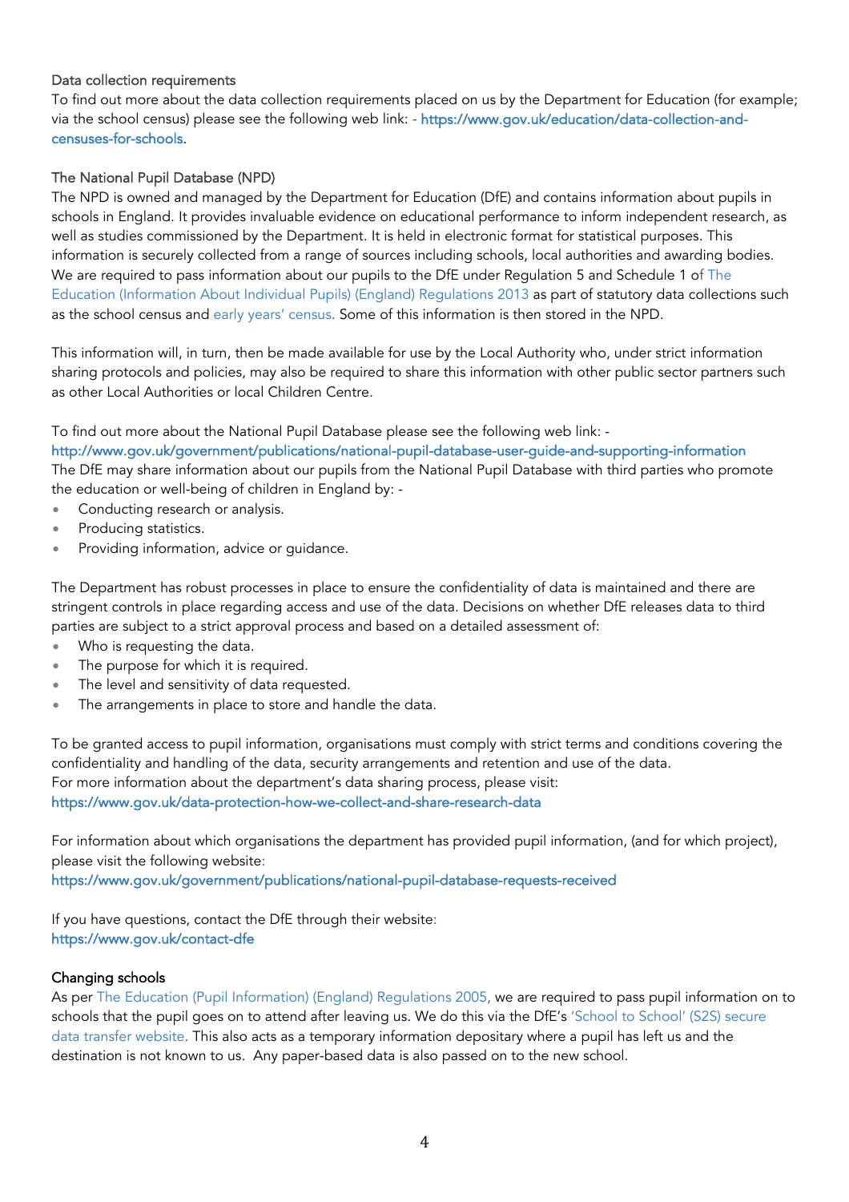### Data collection requirements

To find out more about the data collection requirements placed on us by the Department for Education (for example; via the school census) please see the following web link: - https://www.gov.uk/education/data-collection-and-censuses-for-schools.

### The National Pupil Database (NPD)

The NPD is owned and managed by the Department for Education (DfE) and contains information about pupils in schools in England. It provides invaluable evidence on educational performance to inform independent research, as well as studies commissioned by the Department. It is held in electronic format for statistical purposes. This information is securely collected from a range of sources including schools, local authorities and awarding bodies. We are required to pass information about our pupils to the DfE under Regulation 5 and Schedule 1 of The Education (Information About Individual Pupils) (England) Regulations 2013 as part of statutory data collections such as the school census and early years' census. Some of this information is then stored in the NPD.

This information will, in turn, then be made available for use by the Local Authority who, under strict information sharing protocols and policies, may also be required to share this information with other public sector partners such as other Local Authorities or local Children Centre.

To find out more about the National Pupil Database please see the following web link: -
http://www.gov.uk/government/publications/national-pupil-database-user-guide-and-supporting-information
The DfE may share information about our pupils from the National Pupil Database with third parties who promote the education or well-being of children in England by: -

- Conducting research or analysis.
- Producing statistics.
- Providing information, advice or guidance.

The Department has robust processes in place to ensure the confidentiality of data is maintained and there are stringent controls in place regarding access and use of the data. Decisions on whether DfE releases data to third parties are subject to a strict approval process and based on a detailed assessment of:

- Who is requesting the data.
- The purpose for which it is required.
- The level and sensitivity of data requested.
- The arrangements in place to store and handle the data.

To be granted access to pupil information, organisations must comply with strict terms and conditions covering the confidentiality and handling of the data, security arrangements and retention and use of the data.
For more information about the department's data sharing process, please visit:
https://www.gov.uk/data-protection-how-we-collect-and-share-research-data

For information about which organisations the department has provided pupil information, (and for which project), please visit the following website:
https://www.gov.uk/government/publications/national-pupil-database-requests-received

If you have questions, contact the DfE through their website:
https://www.gov.uk/contact-dfe

### Changing schools

As per The Education (Pupil Information) (England) Regulations 2005, we are required to pass pupil information on to schools that the pupil goes on to attend after leaving us. We do this via the DfE's 'School to School' (S2S) secure data transfer website. This also acts as a temporary information depositary where a pupil has left us and the destination is not known to us. Any paper-based data is also passed on to the new school.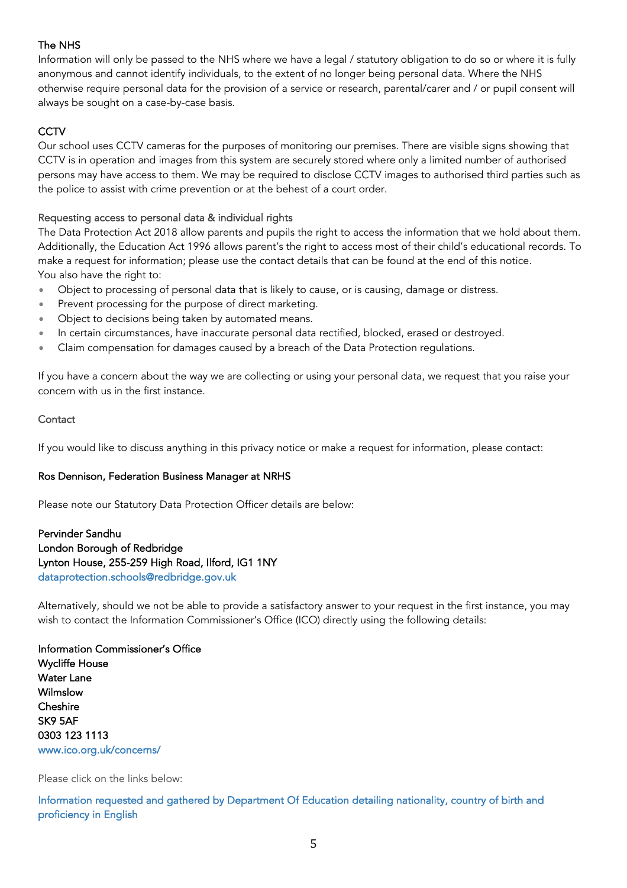## The NHS

Information will only be passed to the NHS where we have a legal / statutory obligation to do so or where it is fully anonymous and cannot identify individuals, to the extent of no longer being personal data. Where the NHS otherwise require personal data for the provision of a service or research, parental/carer and / or pupil consent will always be sought on a case-by-case basis.

## CCTV

Our school uses CCTV cameras for the purposes of monitoring our premises. There are visible signs showing that CCTV is in operation and images from this system are securely stored where only a limited number of authorised persons may have access to them. We may be required to disclose CCTV images to authorised third parties such as the police to assist with crime prevention or at the behest of a court order.

## Requesting access to personal data & individual rights

The Data Protection Act 2018 allow parents and pupils the right to access the information that we hold about them. Additionally, the Education Act 1996 allows parent's the right to access most of their child's educational records. To make a request for information; please use the contact details that can be found at the end of this notice.
You also have the right to:

- Object to processing of personal data that is likely to cause, or is causing, damage or distress.
- Prevent processing for the purpose of direct marketing.
- Object to decisions being taken by automated means.
- In certain circumstances, have inaccurate personal data rectified, blocked, erased or destroyed.
- Claim compensation for damages caused by a breach of the Data Protection regulations.

If you have a concern about the way we are collecting or using your personal data, we request that you raise your concern with us in the first instance.

## Contact

If you would like to discuss anything in this privacy notice or make a request for information, please contact:

Ros Dennison, Federation Business Manager at NRHS

Please note our Statutory Data Protection Officer details are below:

Pervinder Sandhu
London Borough of Redbridge
Lynton House, 255-259 High Road, Ilford, IG1 1NY
dataprotection.schools@redbridge.gov.uk

Alternatively, should we not be able to provide a satisfactory answer to your request in the first instance, you may wish to contact the Information Commissioner's Office (ICO) directly using the following details:

Information Commissioner's Office
Wycliffe House
Water Lane
Wilmslow
Cheshire
SK9 5AF
0303 123 1113
www.ico.org.uk/concerns/

Please click on the links below:

Information requested and gathered by Department Of Education detailing nationality, country of birth and proficiency in English